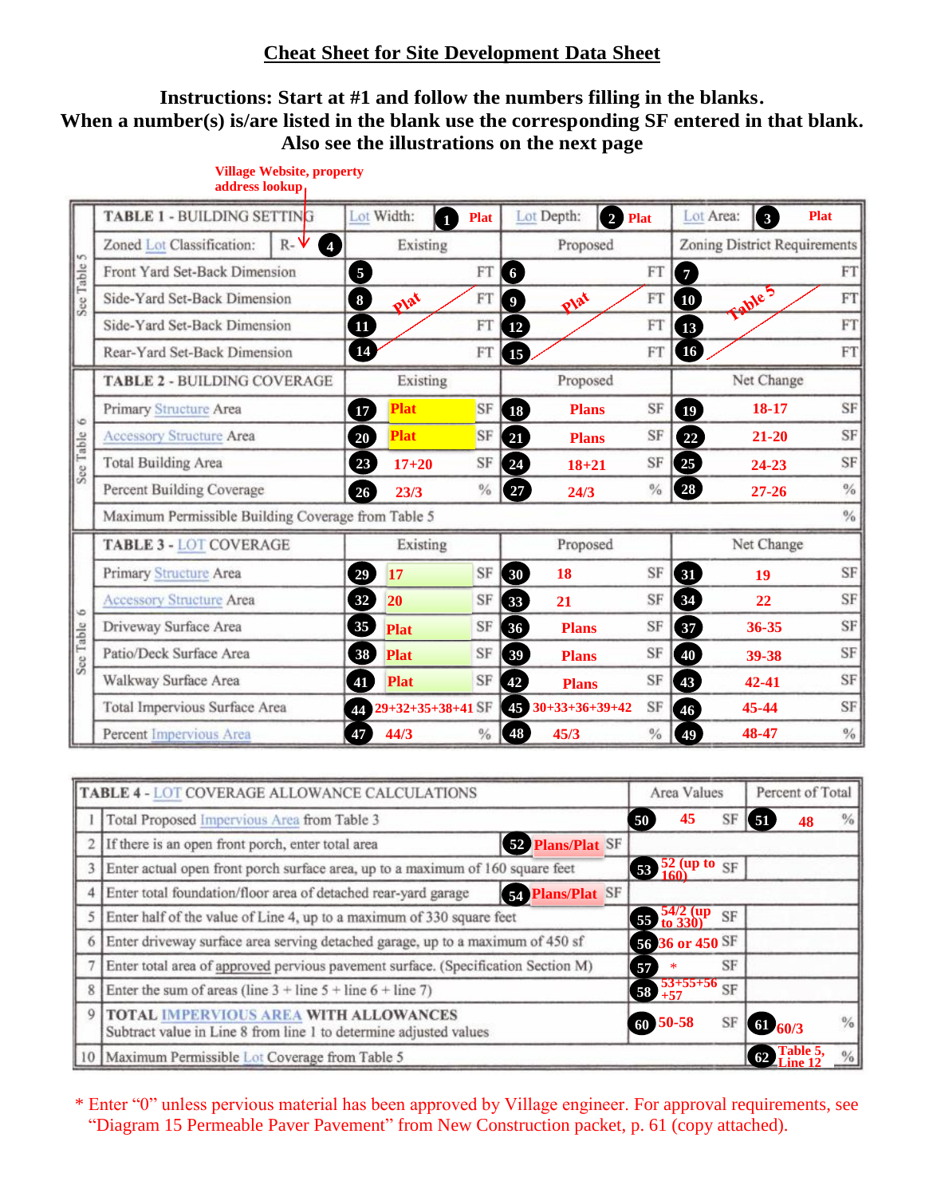# Cheat Sheet for Site Development Data Sheet

**Instructions: Start at #1 and follow the numbers filling in the blanks.**
**When a number(s) is/are listed in the blank use the corresponding SF entered in that blank.**
**Also see the illustrations on the next page**

Village Website, property address lookup

| See Table 5 | TABLE 1 - BUILDING SETTING | Lot Width: (1) Plat | Lot Depth: (2) Plat | Lot Area: (3) Plat |
|---|---|---|---|---|
| | Zoned Lot Classification: R- (4) | Existing | Proposed | Zoning District Requirements |
| | Front Yard Set-Back Dimension | (5) FT | (6) FT | (7) FT |
| | Side-Yard Set-Back Dimension | (8) Plat FT | (9) Plat FT | (10) Table 5 FT |
| | Side-Yard Set-Back Dimension | (11) FT | (12) FT | (13) FT |
| | Rear-Yard Set-Back Dimension | (14) FT | (15) FT | (16) FT |

| See Table 6 | TABLE 2 - BUILDING COVERAGE | Existing | Proposed | Net Change |
|---|---|---|---|---|
| | Primary Structure Area | (17) Plat SF | (18) Plans SF | (19) 18-17 SF |
| | Accessory Structure Area | (20) Plat SF | (21) Plans SF | (22) 21-20 SF |
| | Total Building Area | (23) 17+20 SF | (24) 18+21 SF | (25) 24-23 SF |
| | Percent Building Coverage | (26) 23/3 % | (27) 24/3 % | (28) 27-26 % |
| | Maximum Permissible Building Coverage from Table 5 | | | % |

| See Table 6 | TABLE 3 - LOT COVERAGE | Existing | Proposed | Net Change |
|---|---|---|---|---|
| | Primary Structure Area | (29) 17 SF | (30) 18 SF | (31) 19 SF |
| | Accessory Structure Area | (32) 20 SF | (33) 21 SF | (34) 22 SF |
| | Driveway Surface Area | (35) Plat SF | (36) Plans SF | (37) 36-35 SF |
| | Patio/Deck Surface Area | (38) Plat SF | (39) Plans SF | (40) 39-38 SF |
| | Walkway Surface Area | (41) Plat SF | (42) Plans SF | (43) 42-41 SF |
| | Total Impervious Surface Area | (44) 29+32+35+38+41 SF | (45) 30+33+36+39+42 SF | (46) 45-44 SF |
| | Percent Impervious Area | (47) 44/3 % | (48) 45/3 % | (49) 48-47 % |

| | TABLE 4 - LOT COVERAGE ALLOWANCE CALCULATIONS | | Area Values | Percent of Total |
|---|---|---|---|---|
| 1 | Total Proposed Impervious Area from Table 3 | | (50) 45 SF | (51) 48 % |
| 2 | If there is an open front porch, enter total area | (52) Plans/Plat SF | | |
| 3 | Enter actual open front porch surface area, up to a maximum of 160 square feet | | (53) 52 (up to 160) SF | |
| 4 | Enter total foundation/floor area of detached rear-yard garage | (54) Plans/Plat SF | | |
| 5 | Enter half of the value of Line 4, up to a maximum of 330 square feet | | (55) 54/2 (up to 330) SF | |
| 6 | Enter driveway surface area serving detached garage, up to a maximum of 450 sf | | (56) 36 or 450 SF | |
| 7 | Enter total area of approved pervious pavement surface. (Specification Section M) | | (57) * SF | |
| 8 | Enter the sum of areas (line 3 + line 5 + line 6 + line 7) | | (58) 53+55+56+57 SF | |
| 9 | **TOTAL IMPERVIOUS AREA WITH ALLOWANCES** Subtract value in Line 8 from line 1 to determine adjusted values | | (60) 50-58 SF | (61) 60/3 % |
| 10 | Maximum Permissible Lot Coverage from Table 5 | | | (62) Table 5, Line 12 % |

\* Enter "0" unless pervious material has been approved by Village engineer. For approval requirements, see "Diagram 15 Permeable Paver Pavement" from New Construction packet, p. 61 (copy attached).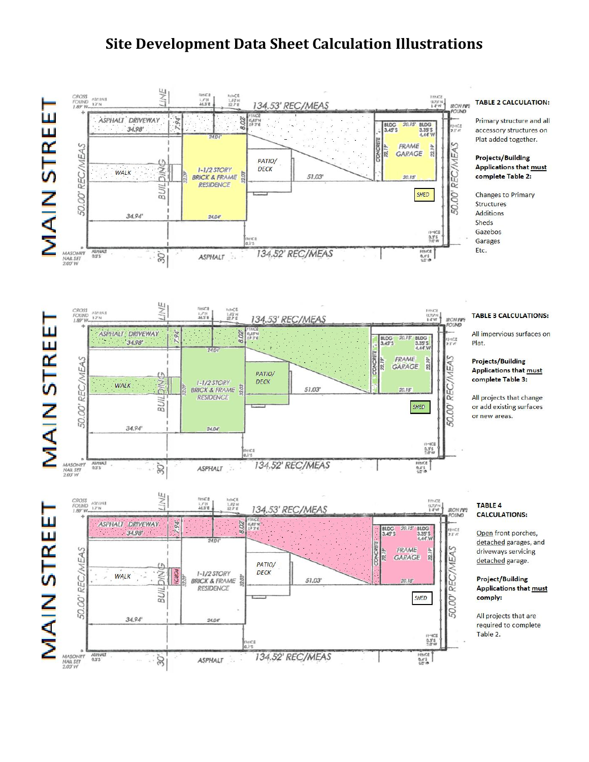# Site Development Data Sheet Calculation Illustrations

**TABLE 2 CALCULATION:**

Primary structure and all accessory structures on Plat added together.

**Projects/Building Applications that must complete Table 2:**

Changes to Primary Structures
Additions
Sheds
Gazebos
Garages
Etc.

**TABLE 3 CALCULATIONS:**

All impervious surfaces on Plat.

**Projects/Building Applications that must complete Table 3:**

All projects that change or add existing surfaces or new areas.

**TABLE 4 CALCULATIONS:**

Open front porches, detached garages, and driveways servicing detached garage.

**Project/Building Applications that must comply:**

All projects that are required to complete Table 2.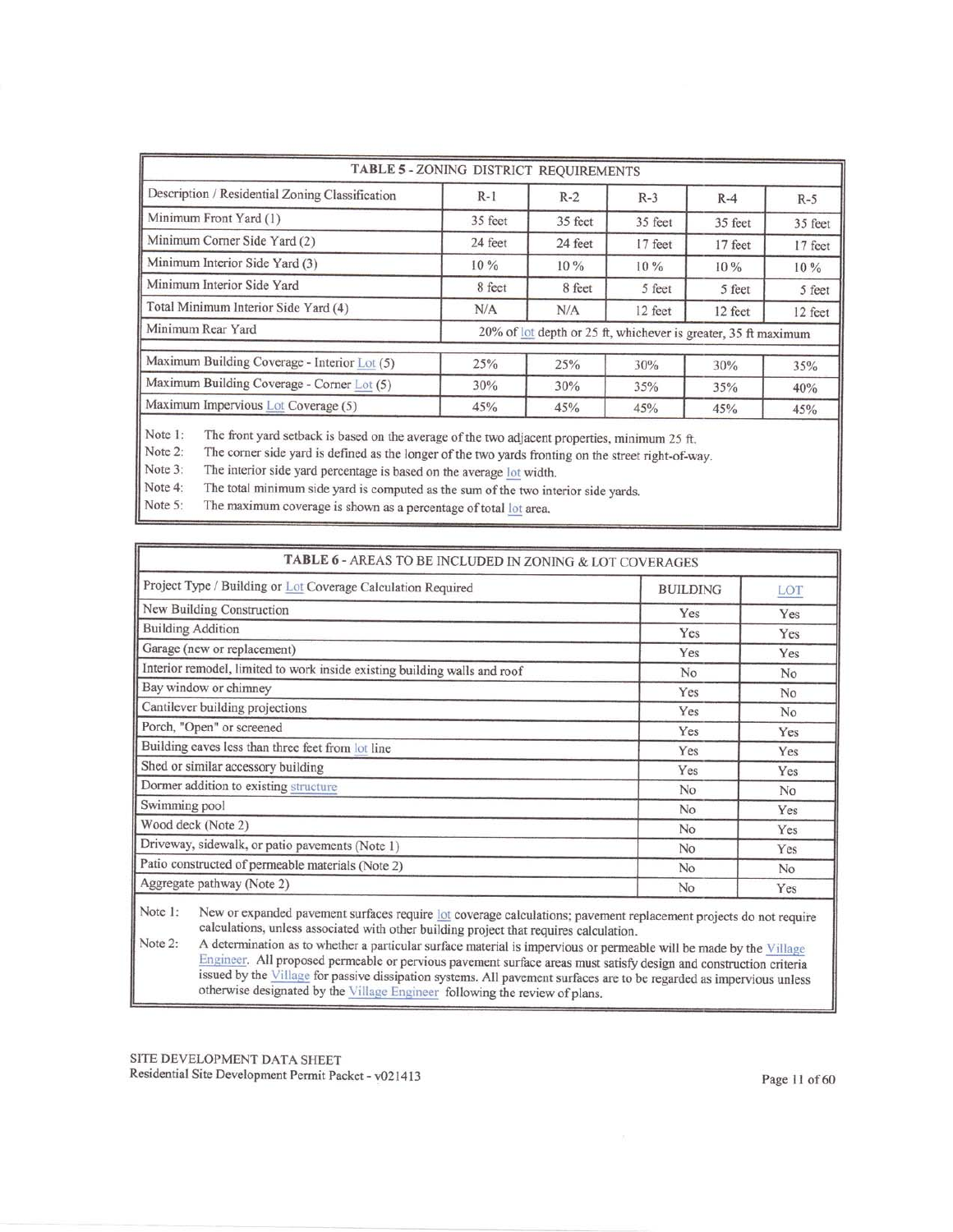| TABLE 5 - ZONING DISTRICT REQUIREMENTS | | | | | |
|---|---|---|---|---|---|
| Description / Residential Zoning Classification | R-1 | R-2 | R-3 | R-4 | R-5 |
| Minimum Front Yard (1) | 35 feet | 35 feet | 35 feet | 35 feet | 35 feet |
| Minimum Corner Side Yard (2) | 24 feet | 24 feet | 17 feet | 17 feet | 17 feet |
| Minimum Interior Side Yard (3) | 10 % | 10 % | 10 % | 10 % | 10 % |
| Minimum Interior Side Yard | 8 feet | 8 feet | 5 feet | 5 feet | 5 feet |
| Total Minimum Interior Side Yard (4) | N/A | N/A | 12 feet | 12 feet | 12 feet |
| Minimum Rear Yard | 20% of lot depth or 25 ft, whichever is greater, 35 ft maximum | | | | |
| Maximum Building Coverage - Interior Lot (5) | 25% | 25% | 30% | 30% | 35% |
| Maximum Building Coverage - Corner Lot (5) | 30% | 30% | 35% | 35% | 40% |
| Maximum Impervious Lot Coverage (5) | 45% | 45% | 45% | 45% | 45% |

Note 1: The front yard setback is based on the average of the two adjacent properties, minimum 25 ft.
Note 2: The corner side yard is defined as the longer of the two yards fronting on the street right-of-way.
Note 3: The interior side yard percentage is based on the average lot width.
Note 4: The total minimum side yard is computed as the sum of the two interior side yards.
Note 5: The maximum coverage is shown as a percentage of total lot area.

| TABLE 6 - AREAS TO BE INCLUDED IN ZONING & LOT COVERAGES | | |
|---|---|---|
| Project Type / Building or Lot Coverage Calculation Required | BUILDING | LOT |
| New Building Construction | Yes | Yes |
| Building Addition | Yes | Yes |
| Garage (new or replacement) | Yes | Yes |
| Interior remodel, limited to work inside existing building walls and roof | No | No |
| Bay window or chimney | Yes | No |
| Cantilever building projections | Yes | No |
| Porch, "Open" or screened | Yes | Yes |
| Building eaves less than three feet from lot line | Yes | Yes |
| Shed or similar accessory building | Yes | Yes |
| Dormer addition to existing structure | No | No |
| Swimming pool | No | Yes |
| Wood deck (Note 2) | No | Yes |
| Driveway, sidewalk, or patio pavements (Note 1) | No | Yes |
| Patio constructed of permeable materials (Note 2) | No | No |
| Aggregate pathway (Note 2) | No | Yes |

Note 1: New or expanded pavement surfaces require lot coverage calculations; pavement replacement projects do not require calculations, unless associated with other building project that requires calculation.

Note 2: A determination as to whether a particular surface material is impervious or permeable will be made by the Village Engineer. All proposed permeable or pervious pavement surface areas must satisfy design and construction criteria issued by the Village for passive dissipation systems. All pavement surfaces are to be regarded as impervious unless otherwise designated by the Village Engineer following the review of plans.

SITE DEVELOPMENT DATA SHEET
Residential Site Development Permit Packet - v021413